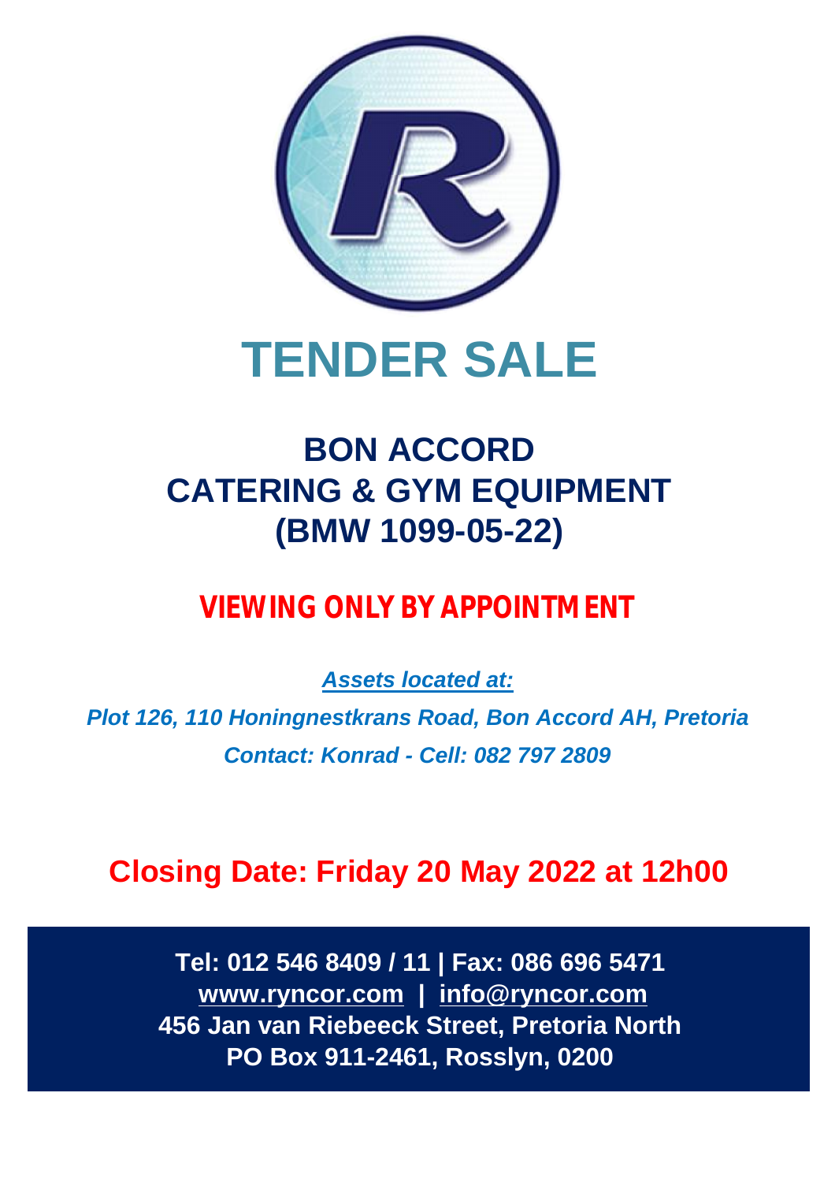# TENDER SALE

## BON ACCORD
## CATERING & GYM EQUIPMENT
## (BMW 1099-05-22)

**VIEWING ONLY BY APPOINTMENT**

***Assets located at:***

***Plot 126, 110 Honingnestkrans Road, Bon Accord AH, Pretoria***

***Contact: Konrad - Cell: 082 797 2809***

**Closing Date: Friday 20 May 2022 at 12h00**

**Tel: 012 546 8409 / 11 | Fax: 086 696 5471**
**www.ryncor.com | info@ryncor.com**
**456 Jan van Riebeeck Street, Pretoria North**
**PO Box 911-2461, Rosslyn, 0200**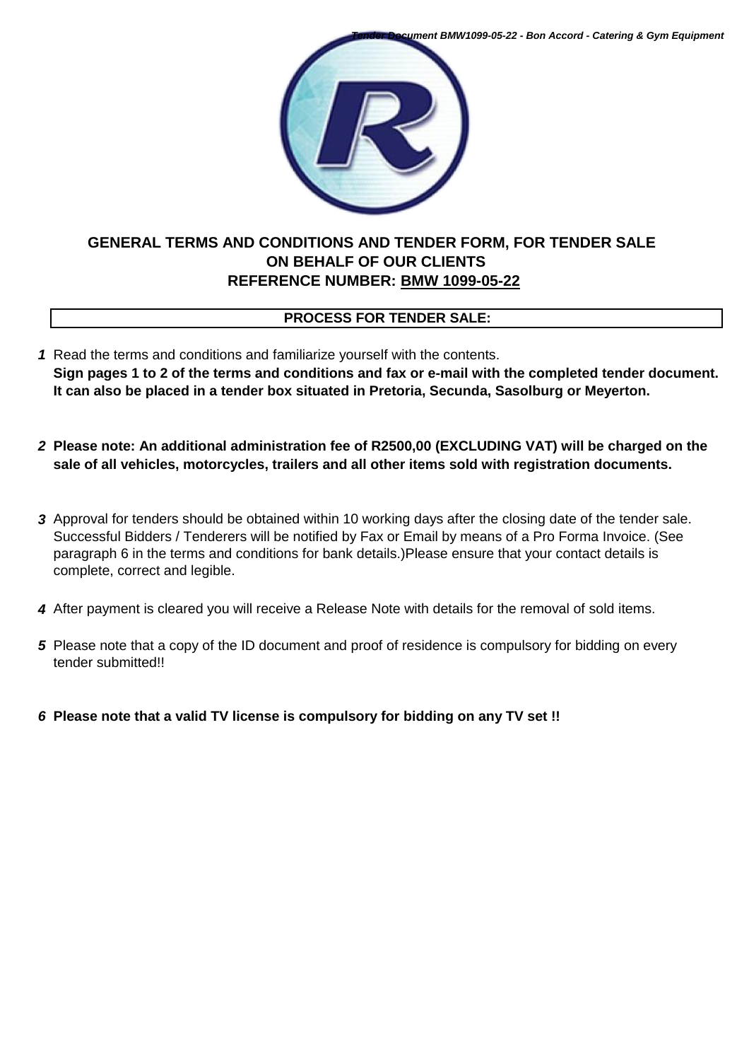# GENERAL TERMS AND CONDITIONS AND TENDER FORM, FOR TENDER SALE ON BEHALF OF OUR CLIENTS REFERENCE NUMBER: BMW 1099-05-22

## PROCESS FOR TENDER SALE:

**1** Read the terms and conditions and familiarize yourself with the contents.
**Sign pages 1 to 2 of the terms and conditions and fax or e-mail with the completed tender document. It can also be placed in a tender box situated in Pretoria, Secunda, Sasolburg or Meyerton.**

**2** **Please note: An additional administration fee of R2500,00 (EXCLUDING VAT) will be charged on the sale of all vehicles, motorcycles, trailers and all other items sold with registration documents.**

**3** Approval for tenders should be obtained within 10 working days after the closing date of the tender sale. Successful Bidders / Tenderers will be notified by Fax or Email by means of a Pro Forma Invoice. (See paragraph 6 in the terms and conditions for bank details.)Please ensure that your contact details is complete, correct and legible.

**4** After payment is cleared you will receive a Release Note with details for the removal of sold items.

**5** Please note that a copy of the ID document and proof of residence is compulsory for bidding on every tender submitted!!

**6** **Please note that a valid TV license is compulsory for bidding on any TV set !!**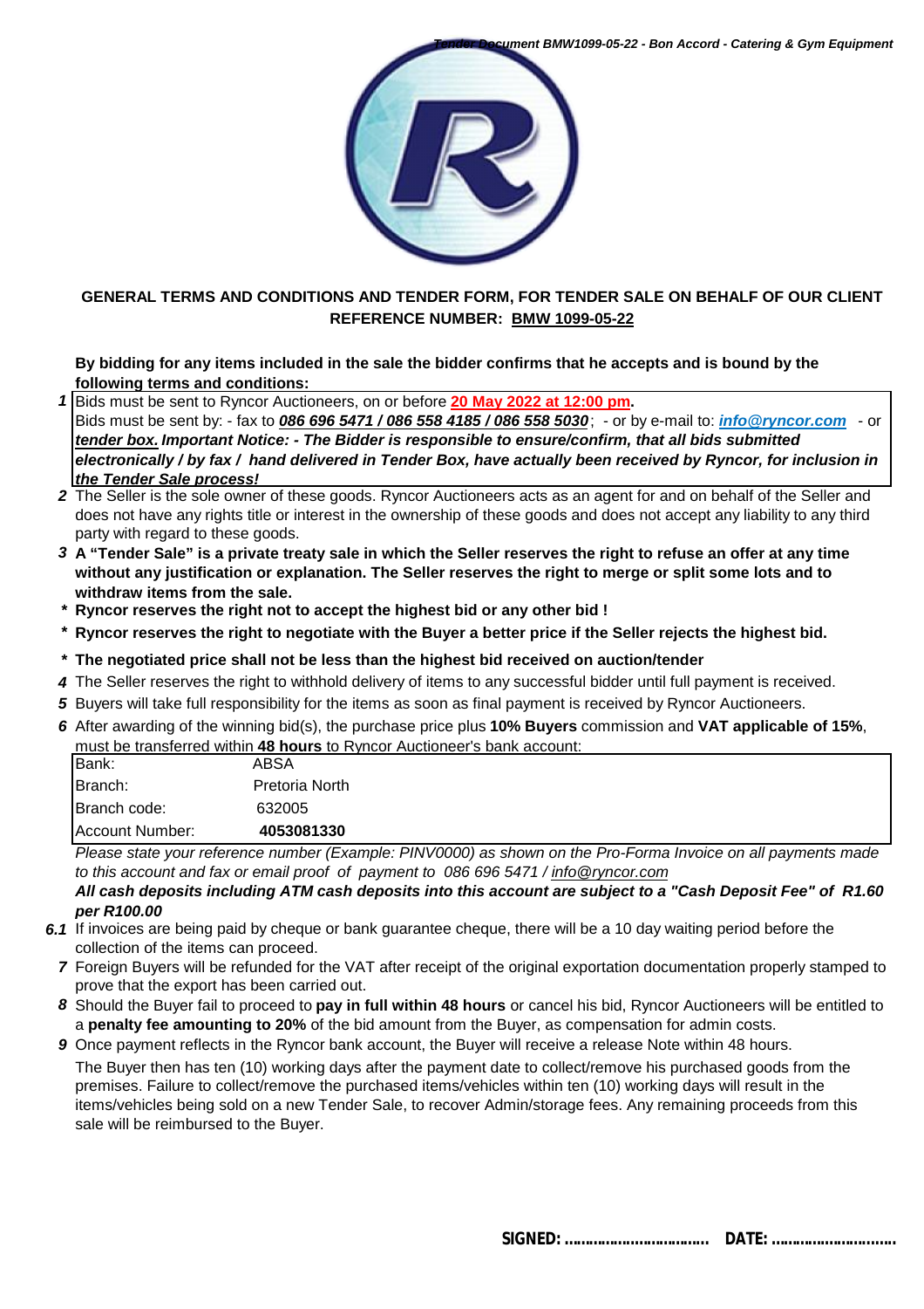**GENERAL TERMS AND CONDITIONS AND TENDER FORM, FOR TENDER SALE ON BEHALF OF OUR CLIENT**
**REFERENCE NUMBER: BMW 1099-05-22**

**By bidding for any items included in the sale the bidder confirms that he accepts and is bound by the following terms and conditions:**

***1*** Bids must be sent to Ryncor Auctioneers, on or before **20 May 2022 at 12:00 pm.**
Bids must be sent by: - fax to ***086 696 5471 / 086 558 4185 / 086 558 5030***; - or by e-mail to: ***info@ryncor.com*** - or ***tender box. Important Notice: - The Bidder is responsible to ensure/confirm, that all bids submitted electronically / by fax / hand delivered in Tender Box, have actually been received by Ryncor, for inclusion in the Tender Sale process!***

***2*** The Seller is the sole owner of these goods. Ryncor Auctioneers acts as an agent for and on behalf of the Seller and does not have any rights title or interest in the ownership of these goods and does not accept any liability to any third party with regard to these goods.

***3*** **A "Tender Sale" is a private treaty sale in which the Seller reserves the right to refuse an offer at any time without any justification or explanation. The Seller reserves the right to merge or split some lots and to withdraw items from the sale.**

* **Ryncor reserves the right not to accept the highest bid or any other bid !**
* **Ryncor reserves the right to negotiate with the Buyer a better price if the Seller rejects the highest bid.**
* **The negotiated price shall not be less than the highest bid received on auction/tender**

***4*** The Seller reserves the right to withhold delivery of items to any successful bidder until full payment is received.

***5*** Buyers will take full responsibility for the items as soon as final payment is received by Ryncor Auctioneers.

***6*** After awarding of the winning bid(s), the purchase price plus **10% Buyers** commission and **VAT applicable of 15%**, must be transferred within **48 hours** to Ryncor Auctioneer's bank account:

| | |
|---|---|
| Bank: | ABSA |
| Branch: | Pretoria North |
| Branch code: | 632005 |
| Account Number: | **4053081330** |

*Please state your reference number (Example: PINV0000) as shown on the Pro-Forma Invoice on all payments made to this account and fax or email proof of payment to 086 696 5471 / info@ryncor.com*
***All cash deposits including ATM cash deposits into this account are subject to a "Cash Deposit Fee" of R1.60 per R100.00***

***6.1*** If invoices are being paid by cheque or bank guarantee cheque, there will be a 10 day waiting period before the collection of the items can proceed.

***7*** Foreign Buyers will be refunded for the VAT after receipt of the original exportation documentation properly stamped to prove that the export has been carried out.

***8*** Should the Buyer fail to proceed to **pay in full within 48 hours** or cancel his bid, Ryncor Auctioneers will be entitled to a **penalty fee amounting to 20%** of the bid amount from the Buyer, as compensation for admin costs.

***9*** Once payment reflects in the Ryncor bank account, the Buyer will receive a release Note within 48 hours.
The Buyer then has ten (10) working days after the payment date to collect/remove his purchased goods from the premises. Failure to collect/remove the purchased items/vehicles within ten (10) working days will result in the items/vehicles being sold on a new Tender Sale, to recover Admin/storage fees. Any remaining proceeds from this sale will be reimbursed to the Buyer.

**SIGNED: ................................ DATE: ............................**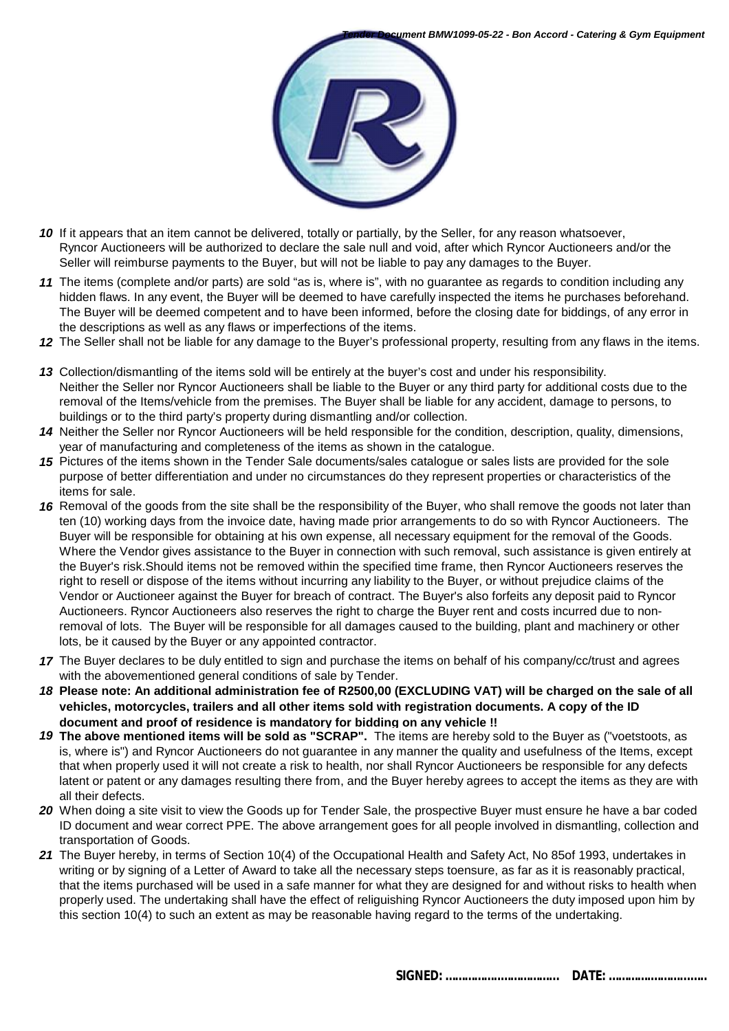**10** If it appears that an item cannot be delivered, totally or partially, by the Seller, for any reason whatsoever, Ryncor Auctioneers will be authorized to declare the sale null and void, after which Ryncor Auctioneers and/or the Seller will reimburse payments to the Buyer, but will not be liable to pay any damages to the Buyer.

**11** The items (complete and/or parts) are sold "as is, where is", with no guarantee as regards to condition including any hidden flaws. In any event, the Buyer will be deemed to have carefully inspected the items he purchases beforehand. The Buyer will be deemed competent and to have been informed, before the closing date for biddings, of any error in the descriptions as well as any flaws or imperfections of the items.

**12** The Seller shall not be liable for any damage to the Buyer's professional property, resulting from any flaws in the items.

**13** Collection/dismantling of the items sold will be entirely at the buyer's cost and under his responsibility. Neither the Seller nor Ryncor Auctioneers shall be liable to the Buyer or any third party for additional costs due to the removal of the Items/vehicle from the premises. The Buyer shall be liable for any accident, damage to persons, to buildings or to the third party's property during dismantling and/or collection.

**14** Neither the Seller nor Ryncor Auctioneers will be held responsible for the condition, description, quality, dimensions, year of manufacturing and completeness of the items as shown in the catalogue.

**15** Pictures of the items shown in the Tender Sale documents/sales catalogue or sales lists are provided for the sole purpose of better differentiation and under no circumstances do they represent properties or characteristics of the items for sale.

**16** Removal of the goods from the site shall be the responsibility of the Buyer, who shall remove the goods not later than ten (10) working days from the invoice date, having made prior arrangements to do so with Ryncor Auctioneers. The Buyer will be responsible for obtaining at his own expense, all necessary equipment for the removal of the Goods. Where the Vendor gives assistance to the Buyer in connection with such removal, such assistance is given entirely at the Buyer's risk.Should items not be removed within the specified time frame, then Ryncor Auctioneers reserves the right to resell or dispose of the items without incurring any liability to the Buyer, or without prejudice claims of the Vendor or Auctioneer against the Buyer for breach of contract. The Buyer's also forfeits any deposit paid to Ryncor Auctioneers. Ryncor Auctioneers also reserves the right to charge the Buyer rent and costs incurred due to non-removal of lots. The Buyer will be responsible for all damages caused to the building, plant and machinery or other lots, be it caused by the Buyer or any appointed contractor.

**17** The Buyer declares to be duly entitled to sign and purchase the items on behalf of his company/cc/trust and agrees with the abovementioned general conditions of sale by Tender.

**18** **Please note: An additional administration fee of R2500,00 (EXCLUDING VAT) will be charged on the sale of all vehicles, motorcycles, trailers and all other items sold with registration documents. A copy of the ID document and proof of residence is mandatory for bidding on any vehicle !!**

**19** **The above mentioned items will be sold as "SCRAP".** The items are hereby sold to the Buyer as ("voetstoots, as is, where is") and Ryncor Auctioneers do not guarantee in any manner the quality and usefulness of the Items, except that when properly used it will not create a risk to health, nor shall Ryncor Auctioneers be responsible for any defects latent or patent or any damages resulting there from, and the Buyer hereby agrees to accept the items as they are with all their defects.

**20** When doing a site visit to view the Goods up for Tender Sale, the prospective Buyer must ensure he have a bar coded ID document and wear correct PPE. The above arrangement goes for all people involved in dismantling, collection and transportation of Goods.

**21** The Buyer hereby, in terms of Section 10(4) of the Occupational Health and Safety Act, No 85of 1993, undertakes in writing or by signing of a Letter of Award to take all the necessary steps toensure, as far as it is reasonably practical, that the items purchased will be used in a safe manner for what they are designed for and without risks to health when properly used. The undertaking shall have the effect of religuishing Ryncor Auctioneers the duty imposed upon him by this section 10(4) to such an extent as may be reasonable having regard to the terms of the undertaking.

**SIGNED: ................................ DATE: ............................**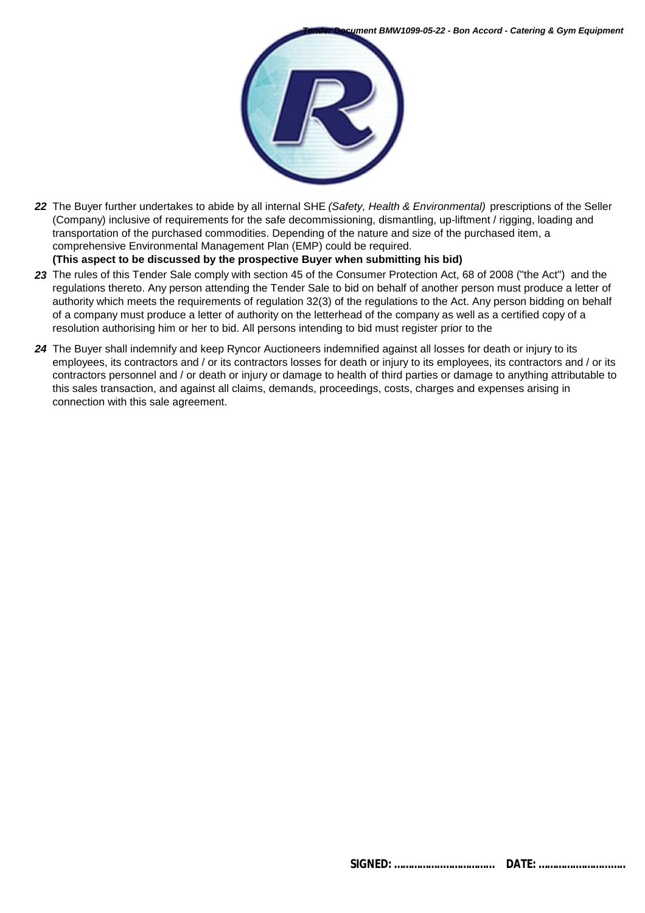**22** The Buyer further undertakes to abide by all internal SHE *(Safety, Health & Environmental)* prescriptions of the Seller (Company) inclusive of requirements for the safe decommissioning, dismantling, up-liftment / rigging, loading and transportation of the purchased commodities. Depending of the nature and size of the purchased item, a comprehensive Environmental Management Plan (EMP) could be required.
**(This aspect to be discussed by the prospective Buyer when submitting his bid)**

**23** The rules of this Tender Sale comply with section 45 of the Consumer Protection Act, 68 of 2008 ("the Act") and the regulations thereto. Any person attending the Tender Sale to bid on behalf of another person must produce a letter of authority which meets the requirements of regulation 32(3) of the regulations to the Act. Any person bidding on behalf of a company must produce a letter of authority on the letterhead of the company as well as a certified copy of a resolution authorising him or her to bid. All persons intending to bid must register prior to the

**24** The Buyer shall indemnify and keep Ryncor Auctioneers indemnified against all losses for death or injury to its employees, its contractors and / or its contractors losses for death or injury to its employees, its contractors and / or its contractors personnel and / or death or injury or damage to health of third parties or damage to anything attributable to this sales transaction, and against all claims, demands, proceedings, costs, charges and expenses arising in connection with this sale agreement.

**SIGNED: ................................ DATE: ............................**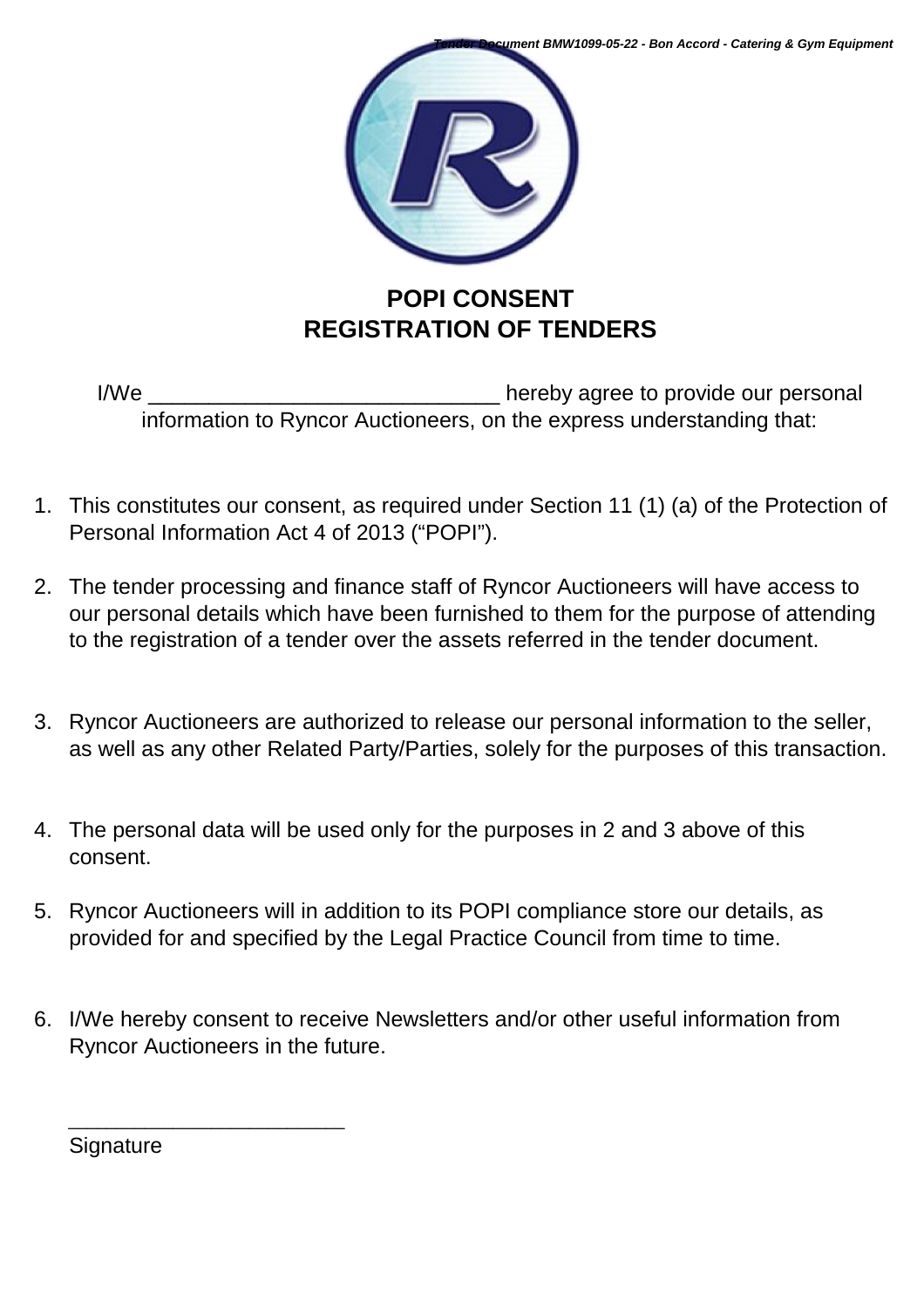# POPI CONSENT
# REGISTRATION OF TENDERS

I/We ______________________________ hereby agree to provide our personal information to Ryncor Auctioneers, on the express understanding that:

1. This constitutes our consent, as required under Section 11 (1) (a) of the Protection of Personal Information Act 4 of 2013 (“POPI”).

2. The tender processing and finance staff of Ryncor Auctioneers will have access to our personal details which have been furnished to them for the purpose of attending to the registration of a tender over the assets referred in the tender document.

3. Ryncor Auctioneers are authorized to release our personal information to the seller, as well as any other Related Party/Parties, solely for the purposes of this transaction.

4. The personal data will be used only for the purposes in 2 and 3 above of this consent.

5. Ryncor Auctioneers will in addition to its POPI compliance store our details, as provided for and specified by the Legal Practice Council from time to time.

6. I/We hereby consent to receive Newsletters and/or other useful information from Ryncor Auctioneers in the future.

________________________
Signature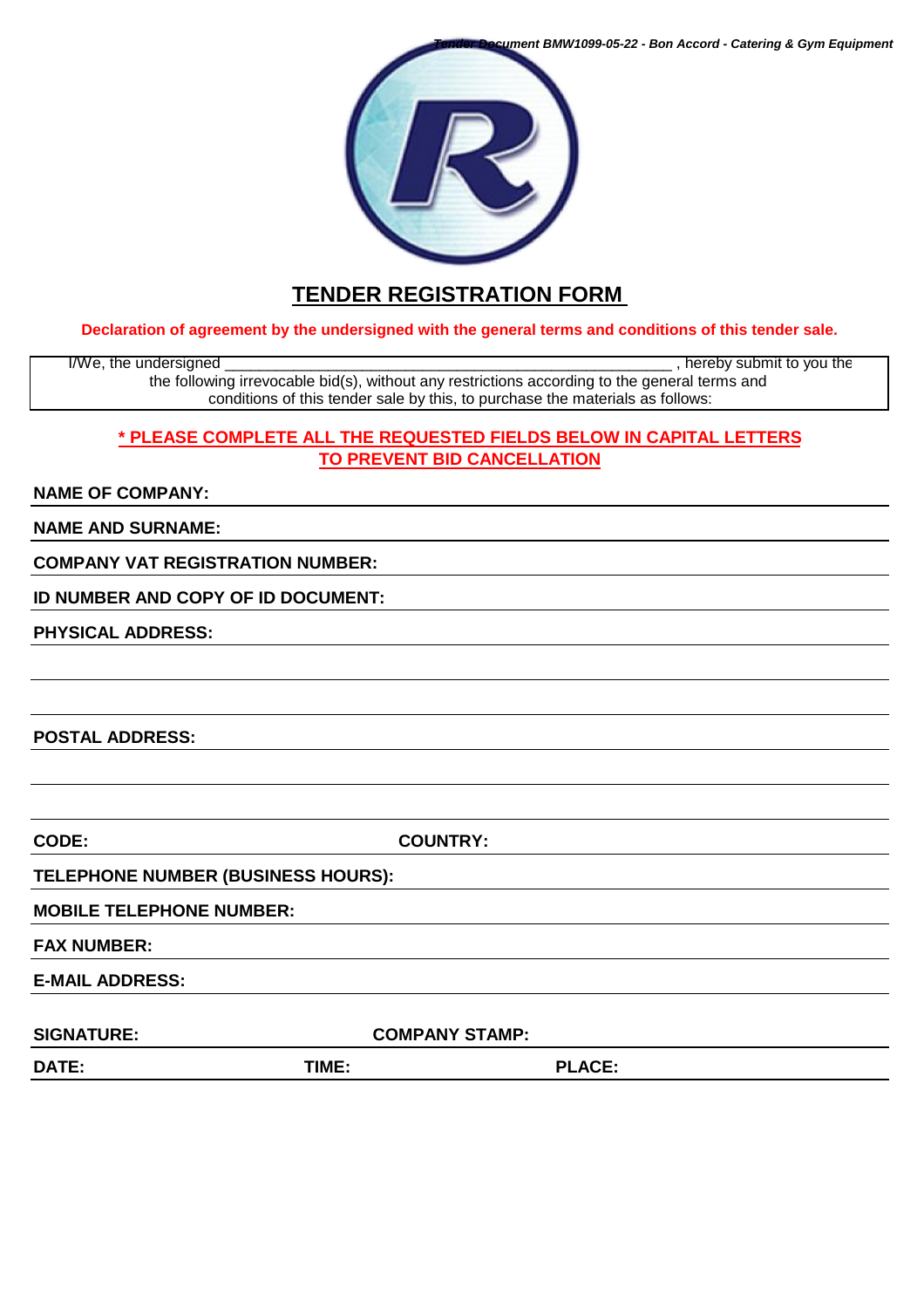# TENDER REGISTRATION FORM

**Declaration of agreement by the undersigned with the general terms and conditions of this tender sale.**

I/We, the undersigned ______________________________________________________ , hereby submit to you the the following irrevocable bid(s), without any restrictions according to the general terms and conditions of this tender sale by this, to purchase the materials as follows:

**\* PLEASE COMPLETE ALL THE REQUESTED FIELDS BELOW IN CAPITAL LETTERS TO PREVENT BID CANCELLATION**

**NAME OF COMPANY:**

**NAME AND SURNAME:**

**COMPANY VAT REGISTRATION NUMBER:**

**ID NUMBER AND COPY OF ID DOCUMENT:**

**PHYSICAL ADDRESS:**

**POSTAL ADDRESS:**

**CODE:** **COUNTRY:**

**TELEPHONE NUMBER (BUSINESS HOURS):**

**MOBILE TELEPHONE NUMBER:**

**FAX NUMBER:**

**E-MAIL ADDRESS:**

**SIGNATURE:** **COMPANY STAMP:**

**DATE:** **TIME:** **PLACE:**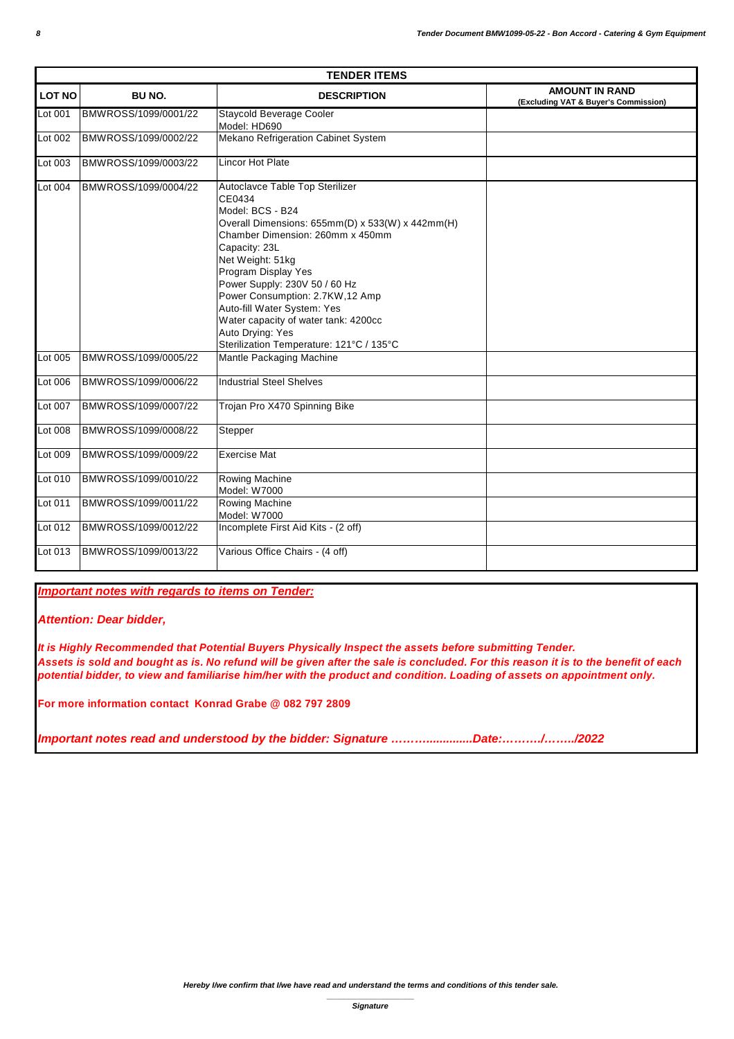| TENDER ITEMS | | | |
|---|---|---|---|
| **LOT NO** | **BU NO.** | **DESCRIPTION** | **AMOUNT IN RAND (Excluding VAT & Buyer's Commission)** |
| Lot 001 | BMWROSS/1099/0001/22 | Staycold Beverage Cooler<br>Model: HD690 | |
| Lot 002 | BMWROSS/1099/0002/22 | Mekano Refrigeration Cabinet System | |
| Lot 003 | BMWROSS/1099/0003/22 | Lincor Hot Plate | |
| Lot 004 | BMWROSS/1099/0004/22 | Autoclavce Table Top Sterilizer<br>CE0434<br>Model: BCS - B24<br>Overall Dimensions: 655mm(D) x 533(W) x 442mm(H)<br>Chamber Dimension: 260mm x 450mm<br>Capacity: 23L<br>Net Weight: 51kg<br>Program Display Yes<br>Power Supply: 230V 50 / 60 Hz<br>Power Consumption: 2.7KW,12 Amp<br>Auto-fill Water System: Yes<br>Water capacity of water tank: 4200cc<br>Auto Drying: Yes<br>Sterilization Temperature: 121°C / 135°C | |
| Lot 005 | BMWROSS/1099/0005/22 | Mantle Packaging Machine | |
| Lot 006 | BMWROSS/1099/0006/22 | Industrial Steel Shelves | |
| Lot 007 | BMWROSS/1099/0007/22 | Trojan Pro X470 Spinning Bike | |
| Lot 008 | BMWROSS/1099/0008/22 | Stepper | |
| Lot 009 | BMWROSS/1099/0009/22 | Exercise Mat | |
| Lot 010 | BMWROSS/1099/0010/22 | Rowing Machine<br>Model: W7000 | |
| Lot 011 | BMWROSS/1099/0011/22 | Rowing Machine<br>Model: W7000 | |
| Lot 012 | BMWROSS/1099/0012/22 | Incomplete First Aid Kits - (2 off) | |
| Lot 013 | BMWROSS/1099/0013/22 | Various Office Chairs - (4 off) | |

***Important notes with regards to items on Tender:***

***Attention: Dear bidder,***

***It is Highly Recommended that Potential Buyers Physically Inspect the assets before submitting Tender.***
***Assets is sold and bought as is. No refund will be given after the sale is concluded. For this reason it is to the benefit of each potential bidder, to view and familiarise him/her with the product and condition. Loading of assets on appointment only.***

**For more information contact Konrad Grabe @ 082 797 2809**

***Important notes read and understood by the bidder: Signature ……….............Date:………/……../2022***

*Hereby I/we confirm that I/we have read and understand the terms and conditions of this tender sale.*

*Signature*